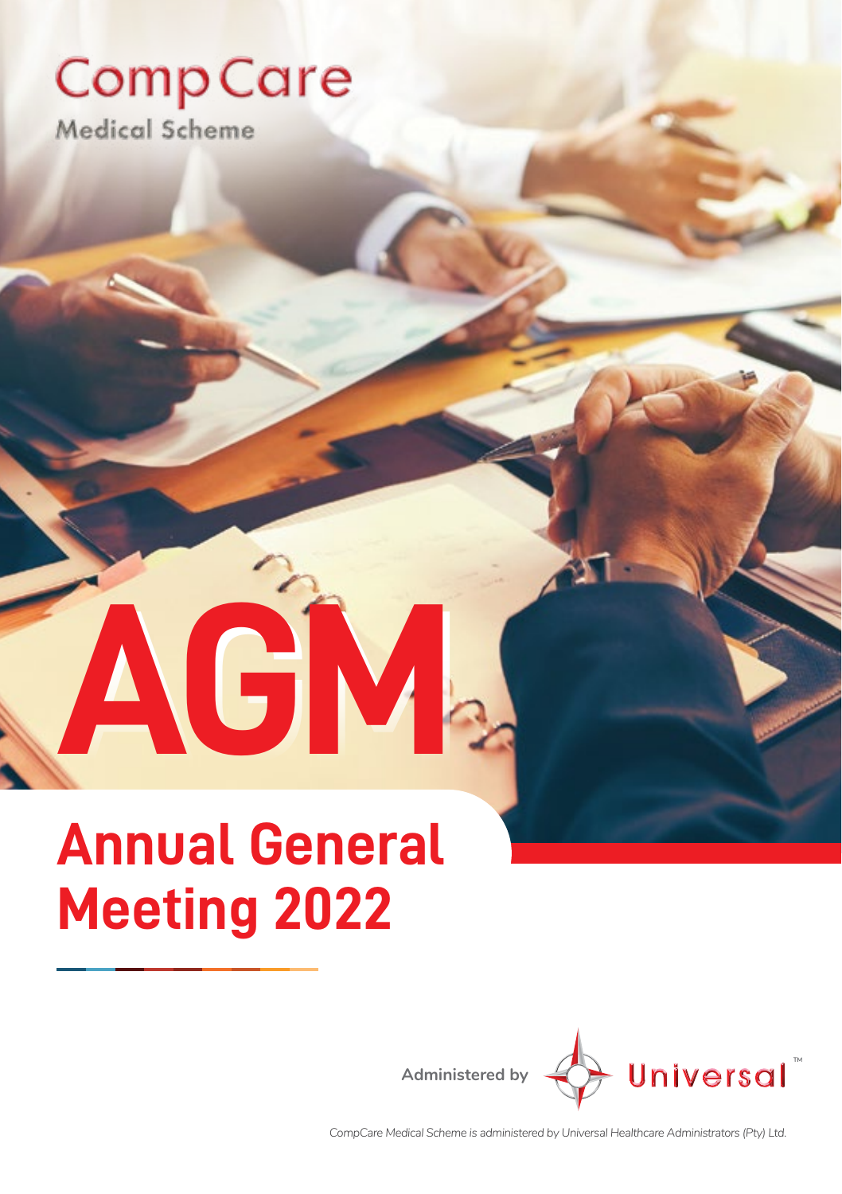CompCare

Medical Scheme

# AGM

# Annual General Meeting 2022

Administered by Universal™

*CompCare Medical Scheme is administered by Universal Healthcare Administrators (Pty) Ltd.*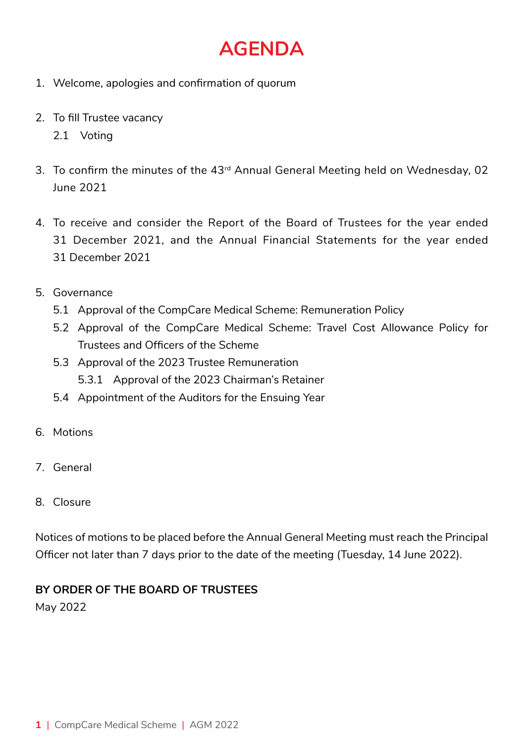# AGENDA

1. Welcome, apologies and confirmation of quorum

2. To fill Trustee vacancy
   2.1 Voting

3. To confirm the minutes of the 43rd Annual General Meeting held on Wednesday, 02 June 2021

4. To receive and consider the Report of the Board of Trustees for the year ended 31 December 2021, and the Annual Financial Statements for the year ended 31 December 2021

5. Governance
   5.1 Approval of the CompCare Medical Scheme: Remuneration Policy
   5.2 Approval of the CompCare Medical Scheme: Travel Cost Allowance Policy for Trustees and Officers of the Scheme
   5.3 Approval of the 2023 Trustee Remuneration
      5.3.1 Approval of the 2023 Chairman's Retainer
   5.4 Appointment of the Auditors for the Ensuing Year

6. Motions

7. General

8. Closure

Notices of motions to be placed before the Annual General Meeting must reach the Principal Officer not later than 7 days prior to the date of the meeting (Tuesday, 14 June 2022).

**BY ORDER OF THE BOARD OF TRUSTEES**
May 2022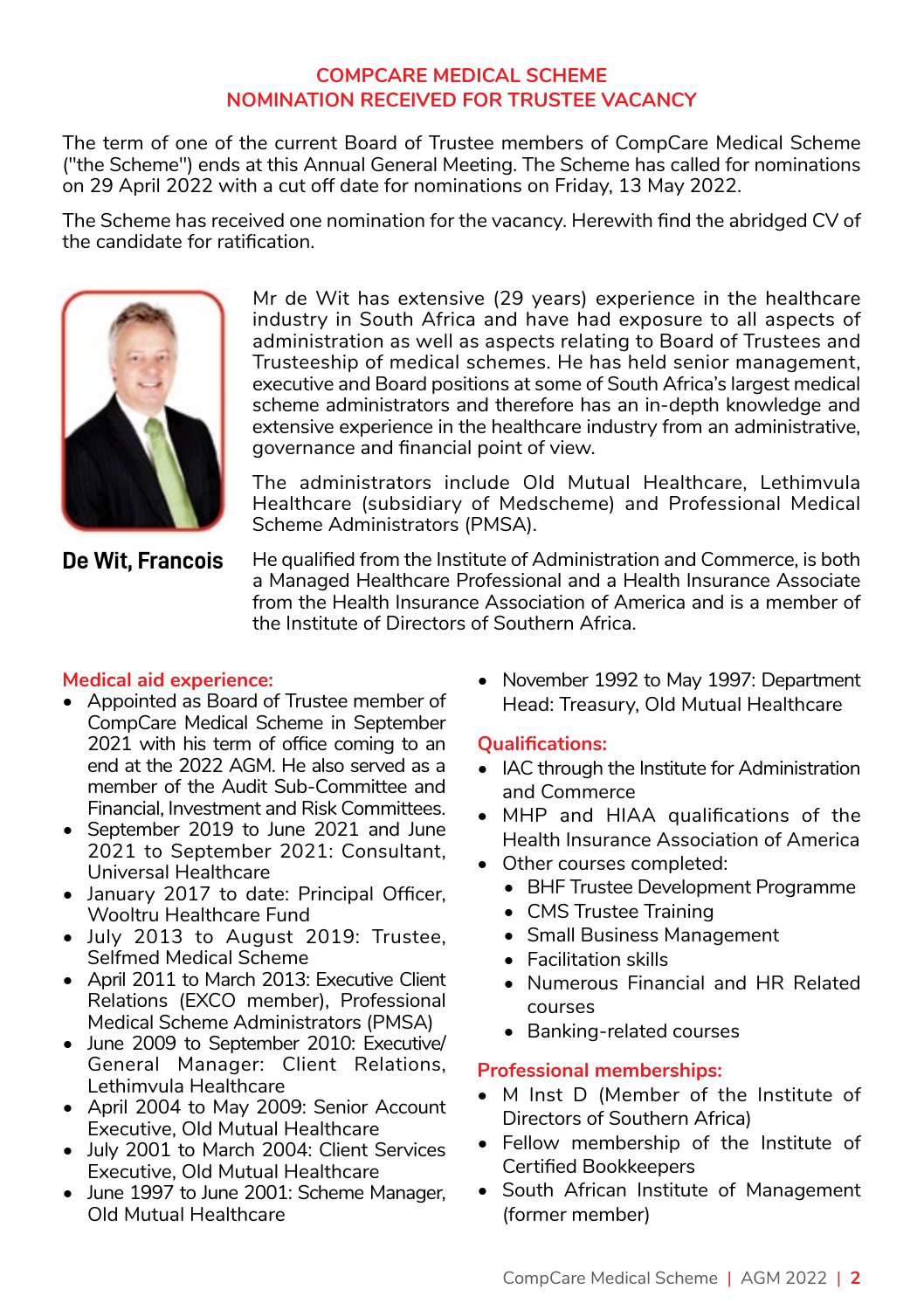# COMPCARE MEDICAL SCHEME
## NOMINATION RECEIVED FOR TRUSTEE VACANCY

The term of one of the current Board of Trustee members of CompCare Medical Scheme ("the Scheme") ends at this Annual General Meeting. The Scheme has called for nominations on 29 April 2022 with a cut off date for nominations on Friday, 13 May 2022.

The Scheme has received one nomination for the vacancy. Herewith find the abridged CV of the candidate for ratification.

**De Wit, Francois**

Mr de Wit has extensive (29 years) experience in the healthcare industry in South Africa and have had exposure to all aspects of administration as well as aspects relating to Board of Trustees and Trusteeship of medical schemes. He has held senior management, executive and Board positions at some of South Africa's largest medical scheme administrators and therefore has an in-depth knowledge and extensive experience in the healthcare industry from an administrative, governance and financial point of view.

The administrators include Old Mutual Healthcare, Lethimvula Healthcare (subsidiary of Medscheme) and Professional Medical Scheme Administrators (PMSA).

He qualified from the Institute of Administration and Commerce, is both a Managed Healthcare Professional and a Health Insurance Associate from the Health Insurance Association of America and is a member of the Institute of Directors of Southern Africa.

### Medical aid experience:

- Appointed as Board of Trustee member of CompCare Medical Scheme in September 2021 with his term of office coming to an end at the 2022 AGM. He also served as a member of the Audit Sub-Committee and Financial, Investment and Risk Committees.
- September 2019 to June 2021 and June 2021 to September 2021: Consultant, Universal Healthcare
- January 2017 to date: Principal Officer, Wooltru Healthcare Fund
- July 2013 to August 2019: Trustee, Selfmed Medical Scheme
- April 2011 to March 2013: Executive Client Relations (EXCO member), Professional Medical Scheme Administrators (PMSA)
- June 2009 to September 2010: Executive/General Manager: Client Relations, Lethimvula Healthcare
- April 2004 to May 2009: Senior Account Executive, Old Mutual Healthcare
- July 2001 to March 2004: Client Services Executive, Old Mutual Healthcare
- June 1997 to June 2001: Scheme Manager, Old Mutual Healthcare
- November 1992 to May 1997: Department Head: Treasury, Old Mutual Healthcare

### Qualifications:

- IAC through the Institute for Administration and Commerce
- MHP and HIAA qualifications of the Health Insurance Association of America
- Other courses completed:
  - BHF Trustee Development Programme
  - CMS Trustee Training
  - Small Business Management
  - Facilitation skills
  - Numerous Financial and HR Related courses
  - Banking-related courses

### Professional memberships:

- M Inst D (Member of the Institute of Directors of Southern Africa)
- Fellow membership of the Institute of Certified Bookkeepers
- South African Institute of Management (former member)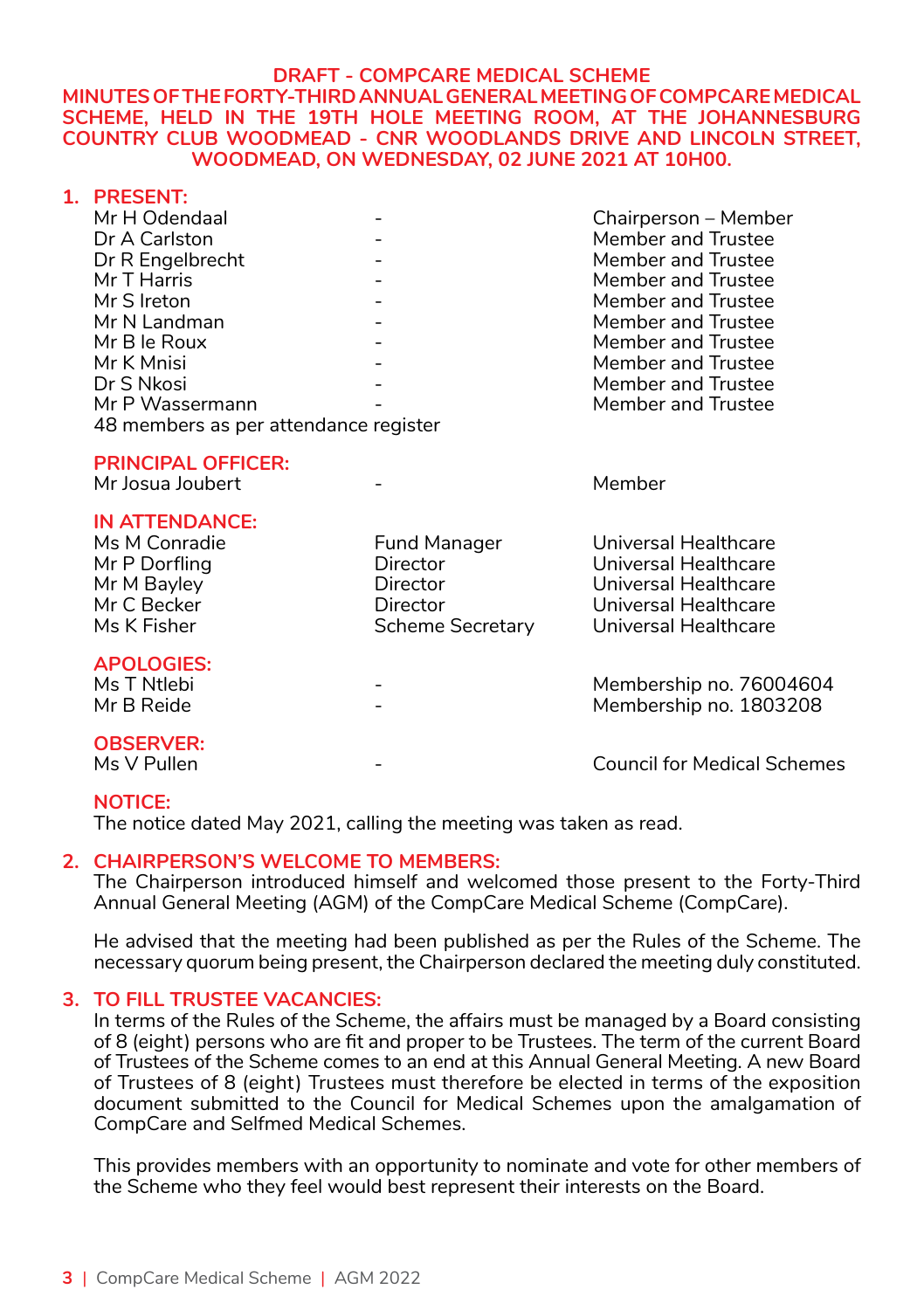**DRAFT - COMPCARE MEDICAL SCHEME**
**MINUTES OF THE FORTY-THIRD ANNUAL GENERAL MEETING OF COMPCARE MEDICAL SCHEME, HELD IN THE 19TH HOLE MEETING ROOM, AT THE JOHANNESBURG COUNTRY CLUB WOODMEAD - CNR WOODLANDS DRIVE AND LINCOLN STREET, WOODMEAD, ON WEDNESDAY, 02 JUNE 2021 AT 10H00.**

## 1. PRESENT:

| | | |
|---|---|---|
| Mr H Odendaal | - | Chairperson – Member |
| Dr A Carlston | - | Member and Trustee |
| Dr R Engelbrecht | - | Member and Trustee |
| Mr T Harris | - | Member and Trustee |
| Mr S Ireton | - | Member and Trustee |
| Mr N Landman | - | Member and Trustee |
| Mr B le Roux | - | Member and Trustee |
| Mr K Mnisi | - | Member and Trustee |
| Dr S Nkosi | - | Member and Trustee |
| Mr P Wassermann | - | Member and Trustee |

48 members as per attendance register

**PRINCIPAL OFFICER:**

| | | |
|---|---|---|
| Mr Josua Joubert | - | Member |

**IN ATTENDANCE:**

| | | |
|---|---|---|
| Ms M Conradie | Fund Manager | Universal Healthcare |
| Mr P Dorfling | Director | Universal Healthcare |
| Mr M Bayley | Director | Universal Healthcare |
| Mr C Becker | Director | Universal Healthcare |
| Ms K Fisher | Scheme Secretary | Universal Healthcare |

**APOLOGIES:**

| | | |
|---|---|---|
| Ms T Ntlebi | - | Membership no. 76004604 |
| Mr B Reide | - | Membership no. 1803208 |

**OBSERVER:**

| | | |
|---|---|---|
| Ms V Pullen | - | Council for Medical Schemes |

**NOTICE:**

The notice dated May 2021, calling the meeting was taken as read.

## 2. CHAIRPERSON'S WELCOME TO MEMBERS:

The Chairperson introduced himself and welcomed those present to the Forty-Third Annual General Meeting (AGM) of the CompCare Medical Scheme (CompCare).

He advised that the meeting had been published as per the Rules of the Scheme. The necessary quorum being present, the Chairperson declared the meeting duly constituted.

## 3. TO FILL TRUSTEE VACANCIES:

In terms of the Rules of the Scheme, the affairs must be managed by a Board consisting of 8 (eight) persons who are fit and proper to be Trustees. The term of the current Board of Trustees of the Scheme comes to an end at this Annual General Meeting. A new Board of Trustees of 8 (eight) Trustees must therefore be elected in terms of the exposition document submitted to the Council for Medical Schemes upon the amalgamation of CompCare and Selfmed Medical Schemes.

This provides members with an opportunity to nominate and vote for other members of the Scheme who they feel would best represent their interests on the Board.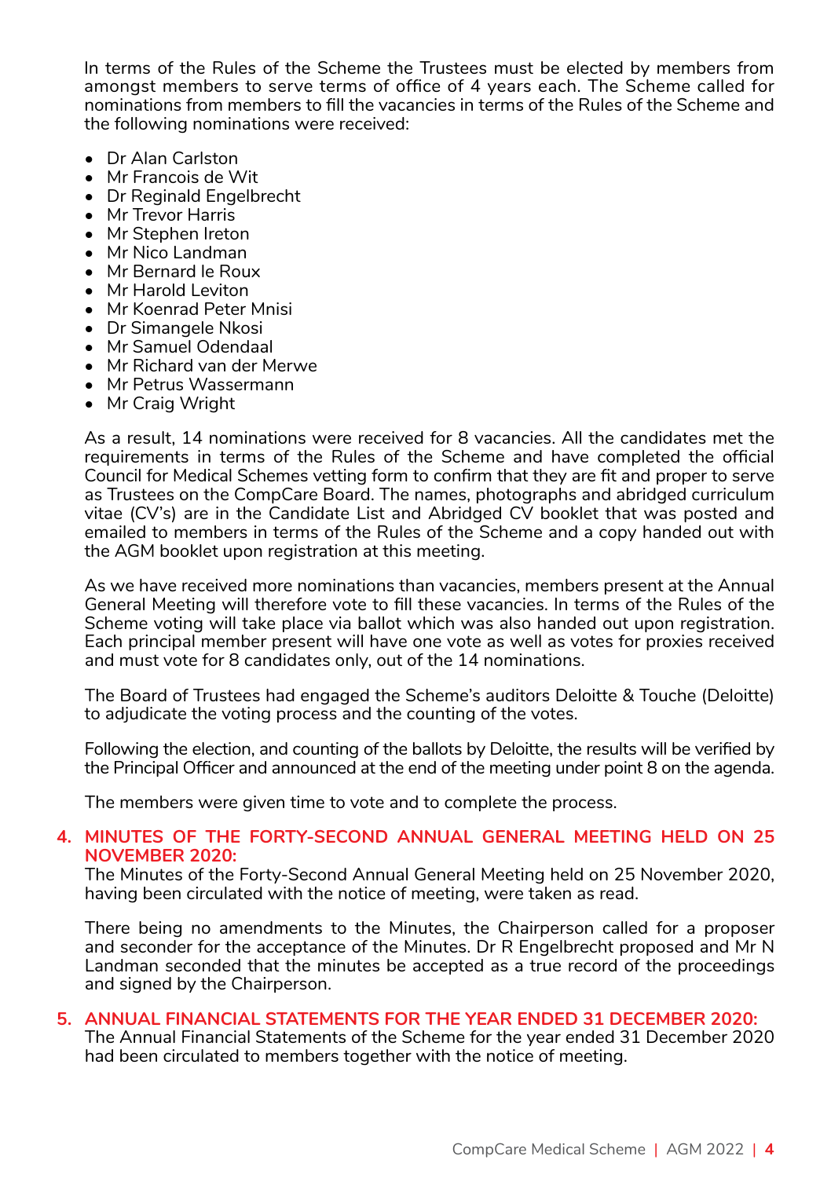In terms of the Rules of the Scheme the Trustees must be elected by members from amongst members to serve terms of office of 4 years each. The Scheme called for nominations from members to fill the vacancies in terms of the Rules of the Scheme and the following nominations were received:

- Dr Alan Carlston
- Mr Francois de Wit
- Dr Reginald Engelbrecht
- Mr Trevor Harris
- Mr Stephen Ireton
- Mr Nico Landman
- Mr Bernard le Roux
- Mr Harold Leviton
- Mr Koenrad Peter Mnisi
- Dr Simangele Nkosi
- Mr Samuel Odendaal
- Mr Richard van der Merwe
- Mr Petrus Wassermann
- Mr Craig Wright

As a result, 14 nominations were received for 8 vacancies. All the candidates met the requirements in terms of the Rules of the Scheme and have completed the official Council for Medical Schemes vetting form to confirm that they are fit and proper to serve as Trustees on the CompCare Board. The names, photographs and abridged curriculum vitae (CV's) are in the Candidate List and Abridged CV booklet that was posted and emailed to members in terms of the Rules of the Scheme and a copy handed out with the AGM booklet upon registration at this meeting.

As we have received more nominations than vacancies, members present at the Annual General Meeting will therefore vote to fill these vacancies. In terms of the Rules of the Scheme voting will take place via ballot which was also handed out upon registration. Each principal member present will have one vote as well as votes for proxies received and must vote for 8 candidates only, out of the 14 nominations.

The Board of Trustees had engaged the Scheme's auditors Deloitte & Touche (Deloitte) to adjudicate the voting process and the counting of the votes.

Following the election, and counting of the ballots by Deloitte, the results will be verified by the Principal Officer and announced at the end of the meeting under point 8 on the agenda.

The members were given time to vote and to complete the process.

## 4. MINUTES OF THE FORTY-SECOND ANNUAL GENERAL MEETING HELD ON 25 NOVEMBER 2020:

The Minutes of the Forty-Second Annual General Meeting held on 25 November 2020, having been circulated with the notice of meeting, were taken as read.

There being no amendments to the Minutes, the Chairperson called for a proposer and seconder for the acceptance of the Minutes. Dr R Engelbrecht proposed and Mr N Landman seconded that the minutes be accepted as a true record of the proceedings and signed by the Chairperson.

## 5. ANNUAL FINANCIAL STATEMENTS FOR THE YEAR ENDED 31 DECEMBER 2020:

The Annual Financial Statements of the Scheme for the year ended 31 December 2020 had been circulated to members together with the notice of meeting.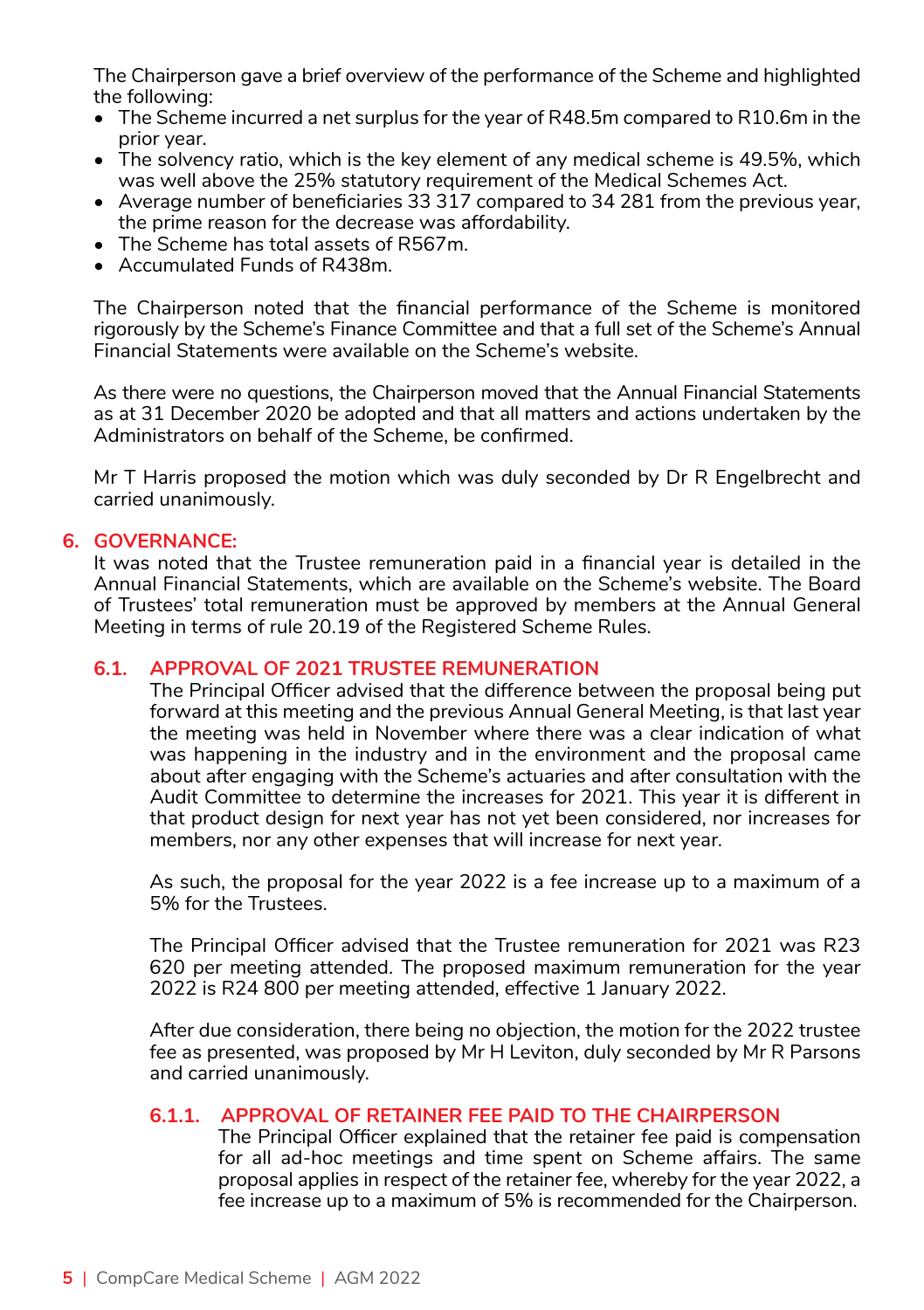The Chairperson gave a brief overview of the performance of the Scheme and highlighted the following:

- The Scheme incurred a net surplus for the year of R48.5m compared to R10.6m in the prior year.
- The solvency ratio, which is the key element of any medical scheme is 49.5%, which was well above the 25% statutory requirement of the Medical Schemes Act.
- Average number of beneficiaries 33 317 compared to 34 281 from the previous year, the prime reason for the decrease was affordability.
- The Scheme has total assets of R567m.
- Accumulated Funds of R438m.

The Chairperson noted that the financial performance of the Scheme is monitored rigorously by the Scheme's Finance Committee and that a full set of the Scheme's Annual Financial Statements were available on the Scheme's website.

As there were no questions, the Chairperson moved that the Annual Financial Statements as at 31 December 2020 be adopted and that all matters and actions undertaken by the Administrators on behalf of the Scheme, be confirmed.

Mr T Harris proposed the motion which was duly seconded by Dr R Engelbrecht and carried unanimously.

## 6. GOVERNANCE:

It was noted that the Trustee remuneration paid in a financial year is detailed in the Annual Financial Statements, which are available on the Scheme's website. The Board of Trustees' total remuneration must be approved by members at the Annual General Meeting in terms of rule 20.19 of the Registered Scheme Rules.

### 6.1. APPROVAL OF 2021 TRUSTEE REMUNERATION

The Principal Officer advised that the difference between the proposal being put forward at this meeting and the previous Annual General Meeting, is that last year the meeting was held in November where there was a clear indication of what was happening in the industry and in the environment and the proposal came about after engaging with the Scheme's actuaries and after consultation with the Audit Committee to determine the increases for 2021. This year it is different in that product design for next year has not yet been considered, nor increases for members, nor any other expenses that will increase for next year.

As such, the proposal for the year 2022 is a fee increase up to a maximum of a 5% for the Trustees.

The Principal Officer advised that the Trustee remuneration for 2021 was R23 620 per meeting attended. The proposed maximum remuneration for the year 2022 is R24 800 per meeting attended, effective 1 January 2022.

After due consideration, there being no objection, the motion for the 2022 trustee fee as presented, was proposed by Mr H Leviton, duly seconded by Mr R Parsons and carried unanimously.

#### 6.1.1. APPROVAL OF RETAINER FEE PAID TO THE CHAIRPERSON

The Principal Officer explained that the retainer fee paid is compensation for all ad-hoc meetings and time spent on Scheme affairs. The same proposal applies in respect of the retainer fee, whereby for the year 2022, a fee increase up to a maximum of 5% is recommended for the Chairperson.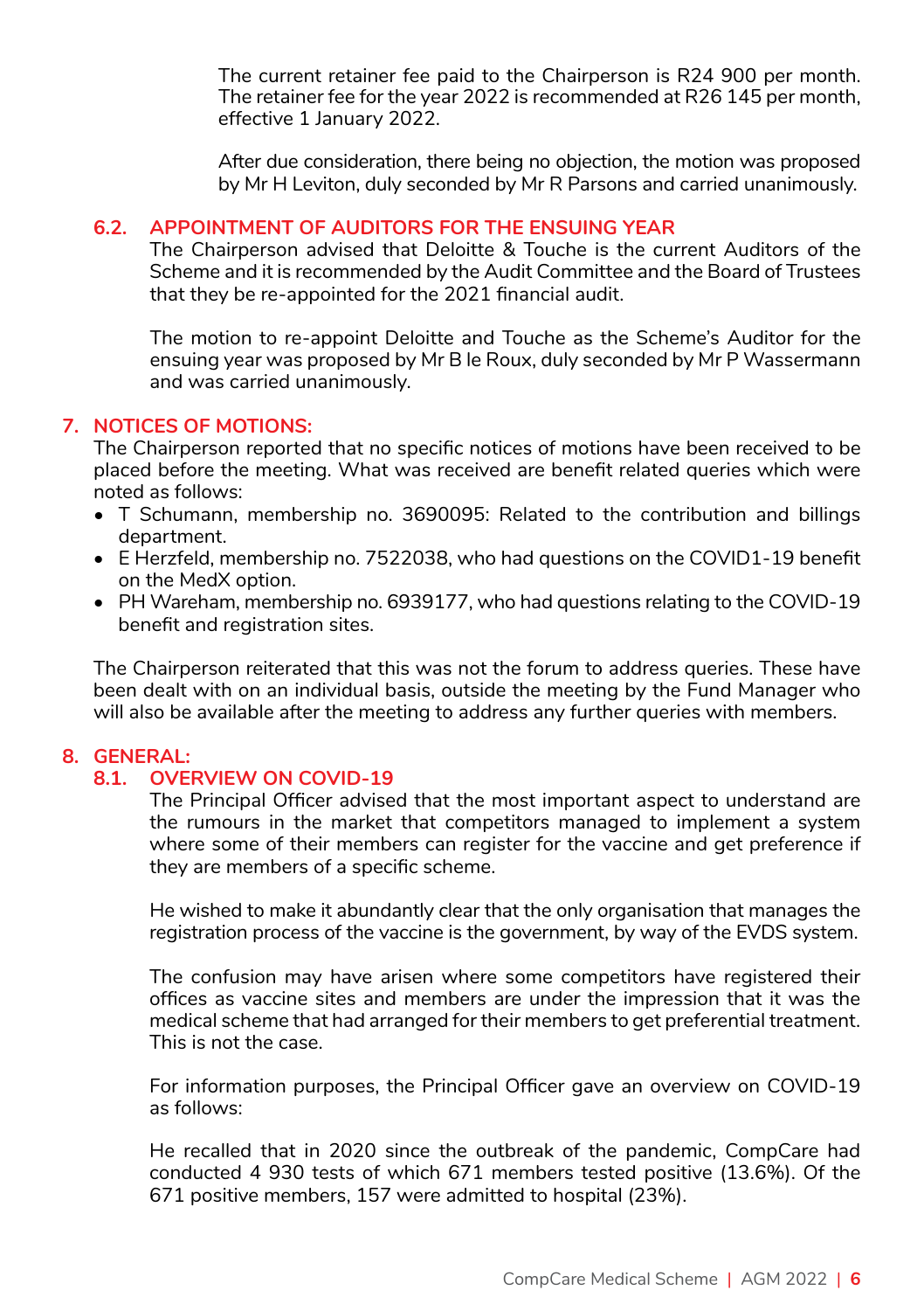The current retainer fee paid to the Chairperson is R24 900 per month. The retainer fee for the year 2022 is recommended at R26 145 per month, effective 1 January 2022.

After due consideration, there being no objection, the motion was proposed by Mr H Leviton, duly seconded by Mr R Parsons and carried unanimously.

### 6.2. APPOINTMENT OF AUDITORS FOR THE ENSUING YEAR

The Chairperson advised that Deloitte & Touche is the current Auditors of the Scheme and it is recommended by the Audit Committee and the Board of Trustees that they be re-appointed for the 2021 financial audit.

The motion to re-appoint Deloitte and Touche as the Scheme's Auditor for the ensuing year was proposed by Mr B le Roux, duly seconded by Mr P Wassermann and was carried unanimously.

## 7. NOTICES OF MOTIONS:

The Chairperson reported that no specific notices of motions have been received to be placed before the meeting. What was received are benefit related queries which were noted as follows:

- T Schumann, membership no. 3690095: Related to the contribution and billings department.
- E Herzfeld, membership no. 7522038, who had questions on the COVID1-19 benefit on the MedX option.
- PH Wareham, membership no. 6939177, who had questions relating to the COVID-19 benefit and registration sites.

The Chairperson reiterated that this was not the forum to address queries. These have been dealt with on an individual basis, outside the meeting by the Fund Manager who will also be available after the meeting to address any further queries with members.

## 8. GENERAL:

### 8.1. OVERVIEW ON COVID-19

The Principal Officer advised that the most important aspect to understand are the rumours in the market that competitors managed to implement a system where some of their members can register for the vaccine and get preference if they are members of a specific scheme.

He wished to make it abundantly clear that the only organisation that manages the registration process of the vaccine is the government, by way of the EVDS system.

The confusion may have arisen where some competitors have registered their offices as vaccine sites and members are under the impression that it was the medical scheme that had arranged for their members to get preferential treatment. This is not the case.

For information purposes, the Principal Officer gave an overview on COVID-19 as follows:

He recalled that in 2020 since the outbreak of the pandemic, CompCare had conducted 4 930 tests of which 671 members tested positive (13.6%). Of the 671 positive members, 157 were admitted to hospital (23%).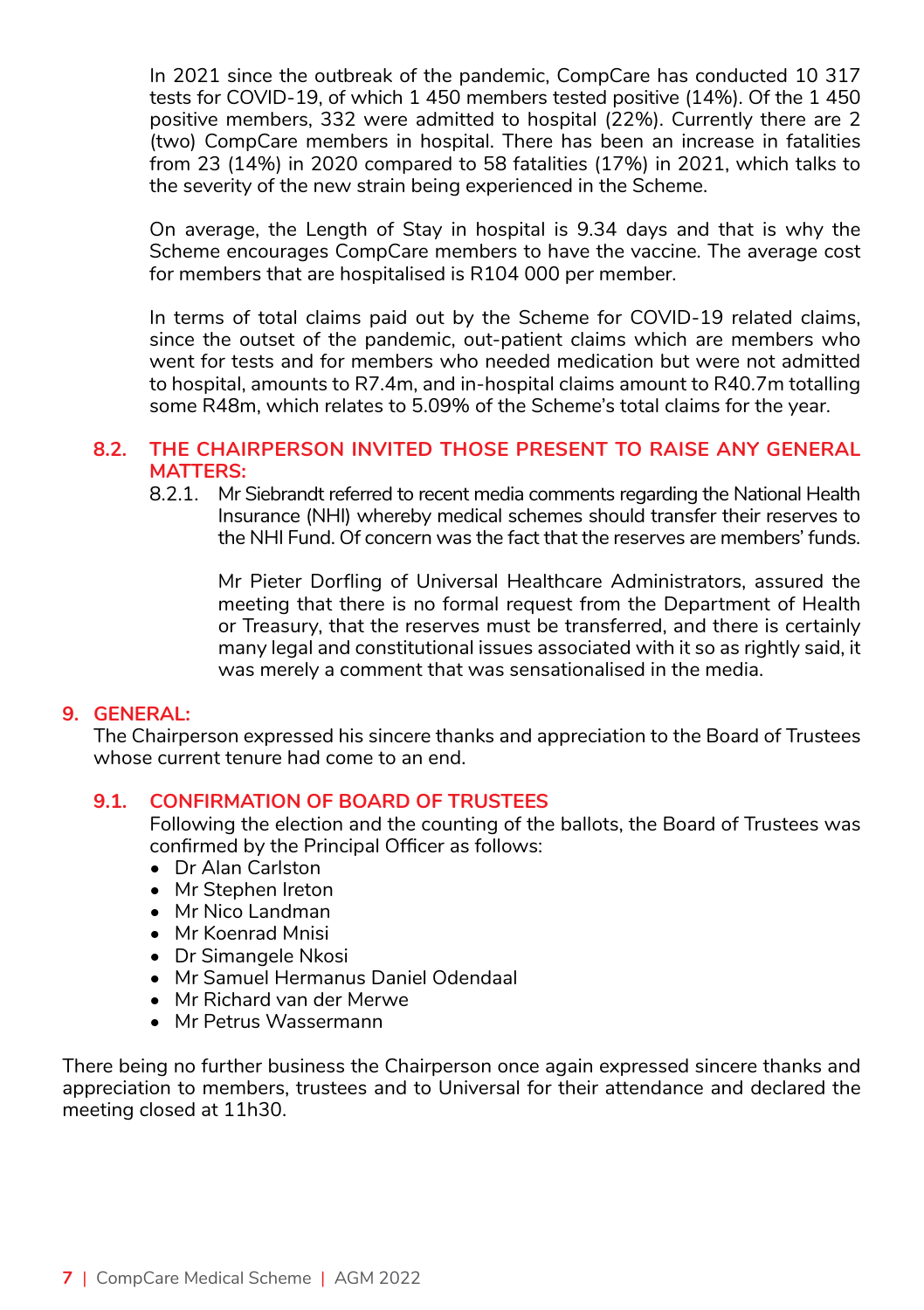In 2021 since the outbreak of the pandemic, CompCare has conducted 10 317 tests for COVID-19, of which 1 450 members tested positive (14%). Of the 1 450 positive members, 332 were admitted to hospital (22%). Currently there are 2 (two) CompCare members in hospital. There has been an increase in fatalities from 23 (14%) in 2020 compared to 58 fatalities (17%) in 2021, which talks to the severity of the new strain being experienced in the Scheme.

On average, the Length of Stay in hospital is 9.34 days and that is why the Scheme encourages CompCare members to have the vaccine. The average cost for members that are hospitalised is R104 000 per member.

In terms of total claims paid out by the Scheme for COVID-19 related claims, since the outset of the pandemic, out-patient claims which are members who went for tests and for members who needed medication but were not admitted to hospital, amounts to R7.4m, and in-hospital claims amount to R40.7m totalling some R48m, which relates to 5.09% of the Scheme's total claims for the year.

### 8.2. THE CHAIRPERSON INVITED THOSE PRESENT TO RAISE ANY GENERAL MATTERS:

8.2.1. Mr Siebrandt referred to recent media comments regarding the National Health Insurance (NHI) whereby medical schemes should transfer their reserves to the NHI Fund. Of concern was the fact that the reserves are members' funds.

Mr Pieter Dorfling of Universal Healthcare Administrators, assured the meeting that there is no formal request from the Department of Health or Treasury, that the reserves must be transferred, and there is certainly many legal and constitutional issues associated with it so as rightly said, it was merely a comment that was sensationalised in the media.

## 9. GENERAL:

The Chairperson expressed his sincere thanks and appreciation to the Board of Trustees whose current tenure had come to an end.

### 9.1. CONFIRMATION OF BOARD OF TRUSTEES

Following the election and the counting of the ballots, the Board of Trustees was confirmed by the Principal Officer as follows:

- Dr Alan Carlston
- Mr Stephen Ireton
- Mr Nico Landman
- Mr Koenrad Mnisi
- Dr Simangele Nkosi
- Mr Samuel Hermanus Daniel Odendaal
- Mr Richard van der Merwe
- Mr Petrus Wassermann

There being no further business the Chairperson once again expressed sincere thanks and appreciation to members, trustees and to Universal for their attendance and declared the meeting closed at 11h30.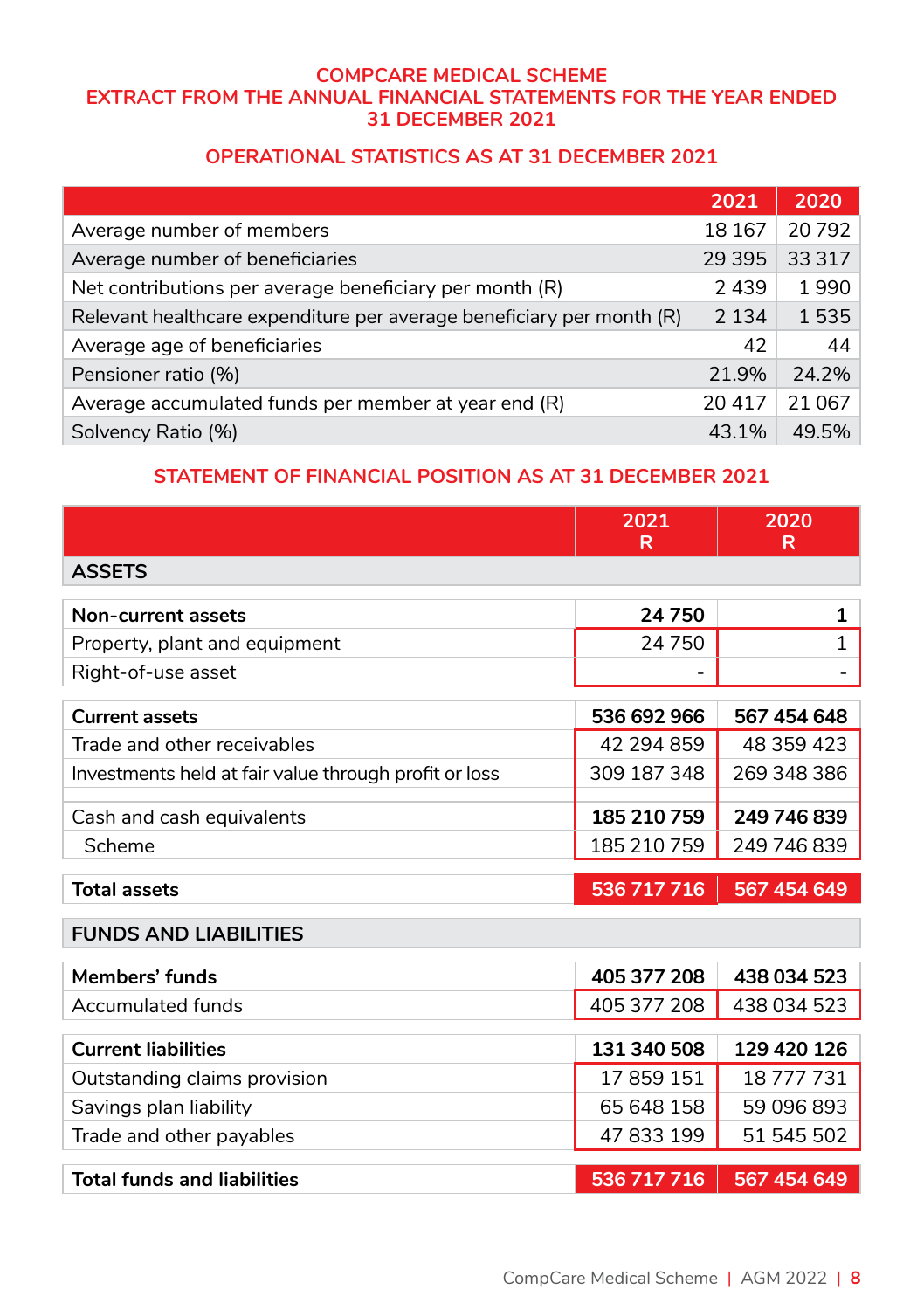# COMPCARE MEDICAL SCHEME
# EXTRACT FROM THE ANNUAL FINANCIAL STATEMENTS FOR THE YEAR ENDED 31 DECEMBER 2021

## OPERATIONAL STATISTICS AS AT 31 DECEMBER 2021

| | 2021 | 2020 |
|---|---|---|
| Average number of members | 18 167 | 20 792 |
| Average number of beneficiaries | 29 395 | 33 317 |
| Net contributions per average beneficiary per month (R) | 2 439 | 1 990 |
| Relevant healthcare expenditure per average beneficiary per month (R) | 2 134 | 1 535 |
| Average age of beneficiaries | 42 | 44 |
| Pensioner ratio (%) | 21.9% | 24.2% |
| Average accumulated funds per member at year end (R) | 20 417 | 21 067 |
| Solvency Ratio (%) | 43.1% | 49.5% |

## STATEMENT OF FINANCIAL POSITION AS AT 31 DECEMBER 2021

| | 2021<br>R | 2020<br>R |
|---|---|---|
| **ASSETS** | | |
| **Non-current assets** | **24 750** | **1** |
| Property, plant and equipment | 24 750 | 1 |
| Right-of-use asset | - | - |
| **Current assets** | **536 692 966** | **567 454 648** |
| Trade and other receivables | 42 294 859 | 48 359 423 |
| Investments held at fair value through profit or loss | 309 187 348 | 269 348 386 |
| Cash and cash equivalents | **185 210 759** | **249 746 839** |
| Scheme | 185 210 759 | 249 746 839 |
| **Total assets** | **536 717 716** | **567 454 649** |
| **FUNDS AND LIABILITIES** | | |
| **Members' funds** | **405 377 208** | **438 034 523** |
| Accumulated funds | 405 377 208 | 438 034 523 |
| **Current liabilities** | **131 340 508** | **129 420 126** |
| Outstanding claims provision | 17 859 151 | 18 777 731 |
| Savings plan liability | 65 648 158 | 59 096 893 |
| Trade and other payables | 47 833 199 | 51 545 502 |
| **Total funds and liabilities** | **536 717 716** | **567 454 649** |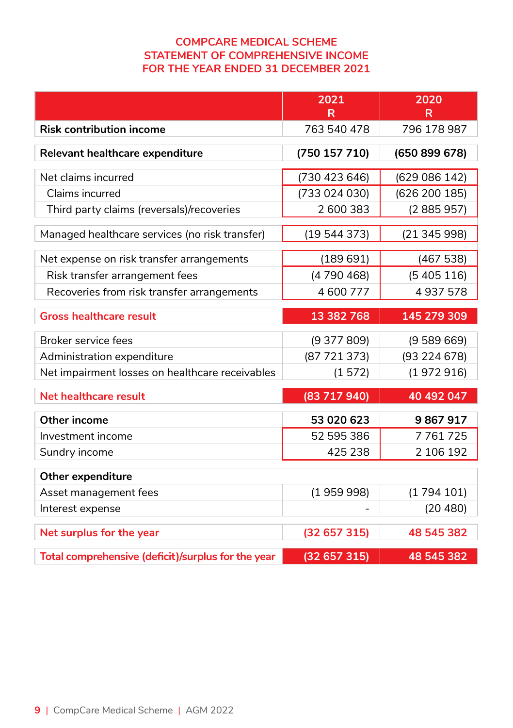# COMPCARE MEDICAL SCHEME
## STATEMENT OF COMPREHENSIVE INCOME
## FOR THE YEAR ENDED 31 DECEMBER 2021

| | 2021 R | 2020 R |
|---|---|---|
| **Risk contribution income** | 763 540 478 | 796 178 987 |
| **Relevant healthcare expenditure** | **(750 157 710)** | **(650 899 678)** |
| Net claims incurred | (730 423 646) | (629 086 142) |
| Claims incurred | (733 024 030) | (626 200 185) |
| Third party claims (reversals)/recoveries | 2 600 383 | (2 885 957) |
| Managed healthcare services (no risk transfer) | (19 544 373) | (21 345 998) |
| Net expense on risk transfer arrangements | (189 691) | (467 538) |
| Risk transfer arrangement fees | (4 790 468) | (5 405 116) |
| Recoveries from risk transfer arrangements | 4 600 777 | 4 937 578 |
| **Gross healthcare result** | **13 382 768** | **145 279 309** |
| Broker service fees | (9 377 809) | (9 589 669) |
| Administration expenditure | (87 721 373) | (93 224 678) |
| Net impairment losses on healthcare receivables | (1 572) | (1 972 916) |
| **Net healthcare result** | **(83 717 940)** | **40 492 047** |
| **Other income** | **53 020 623** | **9 867 917** |
| Investment income | 52 595 386 | 7 761 725 |
| Sundry income | 425 238 | 2 106 192 |
| **Other expenditure** | | |
| Asset management fees | (1 959 998) | (1 794 101) |
| Interest expense | - | (20 480) |
| **Net surplus for the year** | **(32 657 315)** | **48 545 382** |
| **Total comprehensive (deficit)/surplus for the year** | **(32 657 315)** | **48 545 382** |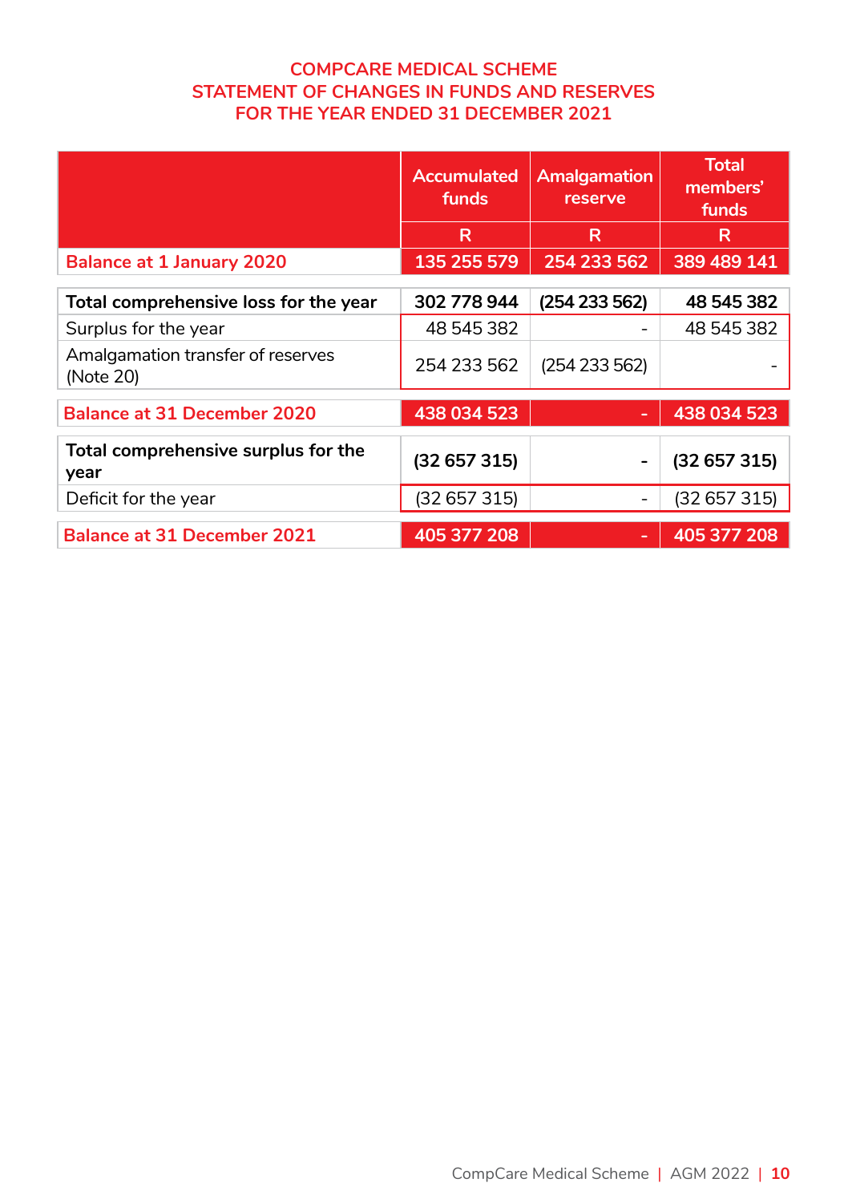# COMPCARE MEDICAL SCHEME
## STATEMENT OF CHANGES IN FUNDS AND RESERVES
## FOR THE YEAR ENDED 31 DECEMBER 2021

| | Accumulated funds | Amalgamation reserve | Total members' funds |
|---|---|---|---|
| | R | R | R |
| **Balance at 1 January 2020** | **135 255 579** | **254 233 562** | **389 489 141** |
| **Total comprehensive loss for the year** | **302 778 944** | **(254 233 562)** | **48 545 382** |
| Surplus for the year | 48 545 382 | - | 48 545 382 |
| Amalgamation transfer of reserves (Note 20) | 254 233 562 | (254 233 562) | - |
| **Balance at 31 December 2020** | **438 034 523** | **-** | **438 034 523** |
| **Total comprehensive surplus for the year** | **(32 657 315)** | **-** | **(32 657 315)** |
| Deficit for the year | (32 657 315) | - | (32 657 315) |
| **Balance at 31 December 2021** | **405 377 208** | **-** | **405 377 208** |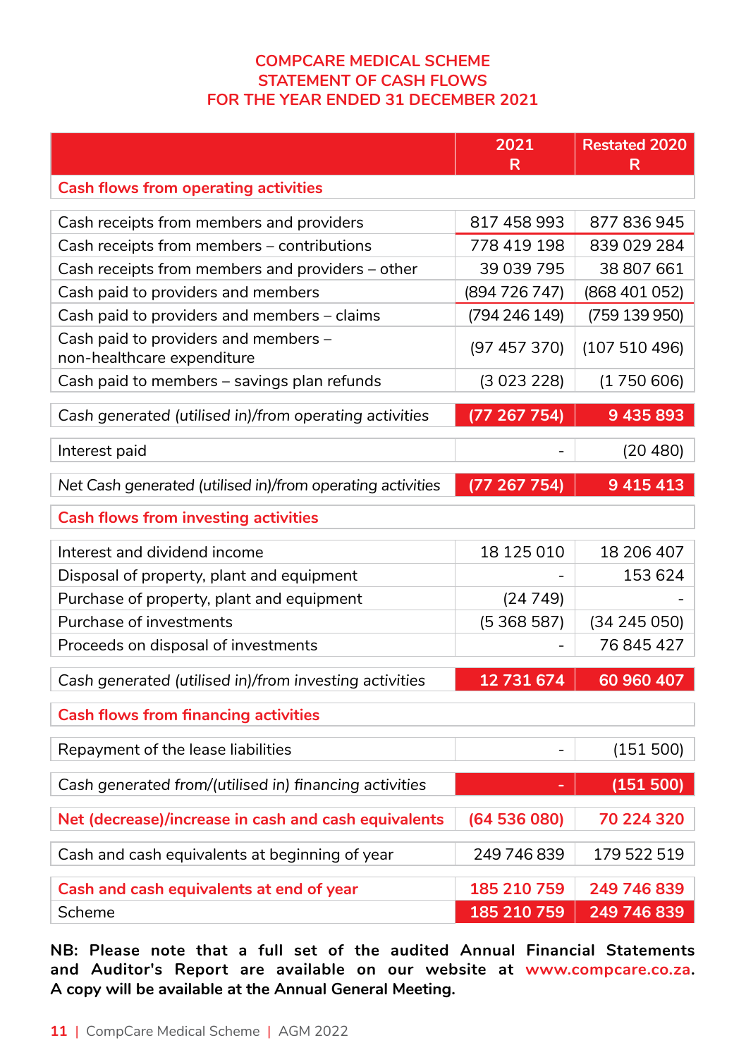# COMPCARE MEDICAL SCHEME
## STATEMENT OF CASH FLOWS
## FOR THE YEAR ENDED 31 DECEMBER 2021

| | 2021 R | Restated 2020 R |
|---|---|---|
| **Cash flows from operating activities** | | |
| Cash receipts from members and providers | 817 458 993 | 877 836 945 |
| Cash receipts from members – contributions | 778 419 198 | 839 029 284 |
| Cash receipts from members and providers – other | 39 039 795 | 38 807 661 |
| Cash paid to providers and members | (894 726 747) | (868 401 052) |
| Cash paid to providers and members – claims | (794 246 149) | (759 139 950) |
| Cash paid to providers and members – non-healthcare expenditure | (97 457 370) | (107 510 496) |
| Cash paid to members – savings plan refunds | (3 023 228) | (1 750 606) |
| *Cash generated (utilised in)/from operating activities* | **(77 267 754)** | **9 435 893** |
| Interest paid | - | (20 480) |
| *Net Cash generated (utilised in)/from operating activities* | **(77 267 754)** | **9 415 413** |
| **Cash flows from investing activities** | | |
| Interest and dividend income | 18 125 010 | 18 206 407 |
| Disposal of property, plant and equipment | - | 153 624 |
| Purchase of property, plant and equipment | (24 749) | - |
| Purchase of investments | (5 368 587) | (34 245 050) |
| Proceeds on disposal of investments | - | 76 845 427 |
| *Cash generated (utilised in)/from investing activities* | **12 731 674** | **60 960 407** |
| **Cash flows from financing activities** | | |
| Repayment of the lease liabilities | - | (151 500) |
| *Cash generated from/(utilised in) financing activities* | **-** | **(151 500)** |
| **Net (decrease)/increase in cash and cash equivalents** | **(64 536 080)** | **70 224 320** |
| Cash and cash equivalents at beginning of year | 249 746 839 | 179 522 519 |
| **Cash and cash equivalents at end of year** | **185 210 759** | **249 746 839** |
| Scheme | **185 210 759** | **249 746 839** |

**NB: Please note that a full set of the audited Annual Financial Statements and Auditor's Report are available on our website at www.compcare.co.za. A copy will be available at the Annual General Meeting.**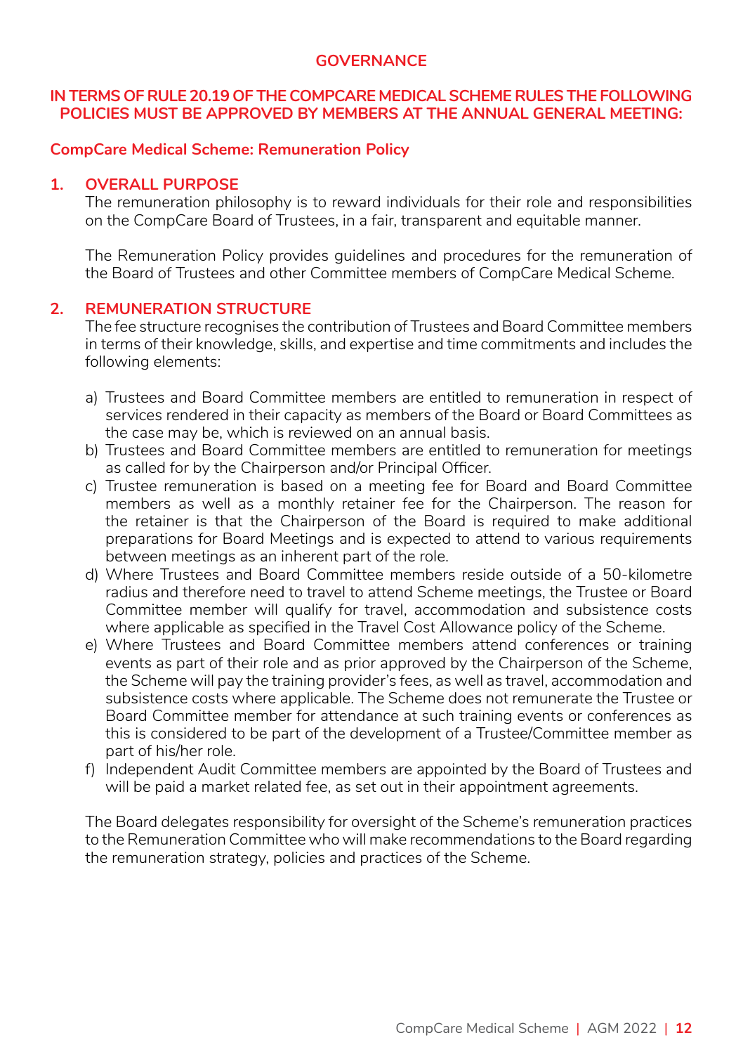# GOVERNANCE

## IN TERMS OF RULE 20.19 OF THE COMPCARE MEDICAL SCHEME RULES THE FOLLOWING POLICIES MUST BE APPROVED BY MEMBERS AT THE ANNUAL GENERAL MEETING:

### CompCare Medical Scheme: Remuneration Policy

**1. OVERALL PURPOSE**

The remuneration philosophy is to reward individuals for their role and responsibilities on the CompCare Board of Trustees, in a fair, transparent and equitable manner.

The Remuneration Policy provides guidelines and procedures for the remuneration of the Board of Trustees and other Committee members of CompCare Medical Scheme.

**2. REMUNERATION STRUCTURE**

The fee structure recognises the contribution of Trustees and Board Committee members in terms of their knowledge, skills, and expertise and time commitments and includes the following elements:

a) Trustees and Board Committee members are entitled to remuneration in respect of services rendered in their capacity as members of the Board or Board Committees as the case may be, which is reviewed on an annual basis.

b) Trustees and Board Committee members are entitled to remuneration for meetings as called for by the Chairperson and/or Principal Officer.

c) Trustee remuneration is based on a meeting fee for Board and Board Committee members as well as a monthly retainer fee for the Chairperson. The reason for the retainer is that the Chairperson of the Board is required to make additional preparations for Board Meetings and is expected to attend to various requirements between meetings as an inherent part of the role.

d) Where Trustees and Board Committee members reside outside of a 50-kilometre radius and therefore need to travel to attend Scheme meetings, the Trustee or Board Committee member will qualify for travel, accommodation and subsistence costs where applicable as specified in the Travel Cost Allowance policy of the Scheme.

e) Where Trustees and Board Committee members attend conferences or training events as part of their role and as prior approved by the Chairperson of the Scheme, the Scheme will pay the training provider's fees, as well as travel, accommodation and subsistence costs where applicable. The Scheme does not remunerate the Trustee or Board Committee member for attendance at such training events or conferences as this is considered to be part of the development of a Trustee/Committee member as part of his/her role.

f) Independent Audit Committee members are appointed by the Board of Trustees and will be paid a market related fee, as set out in their appointment agreements.

The Board delegates responsibility for oversight of the Scheme's remuneration practices to the Remuneration Committee who will make recommendations to the Board regarding the remuneration strategy, policies and practices of the Scheme.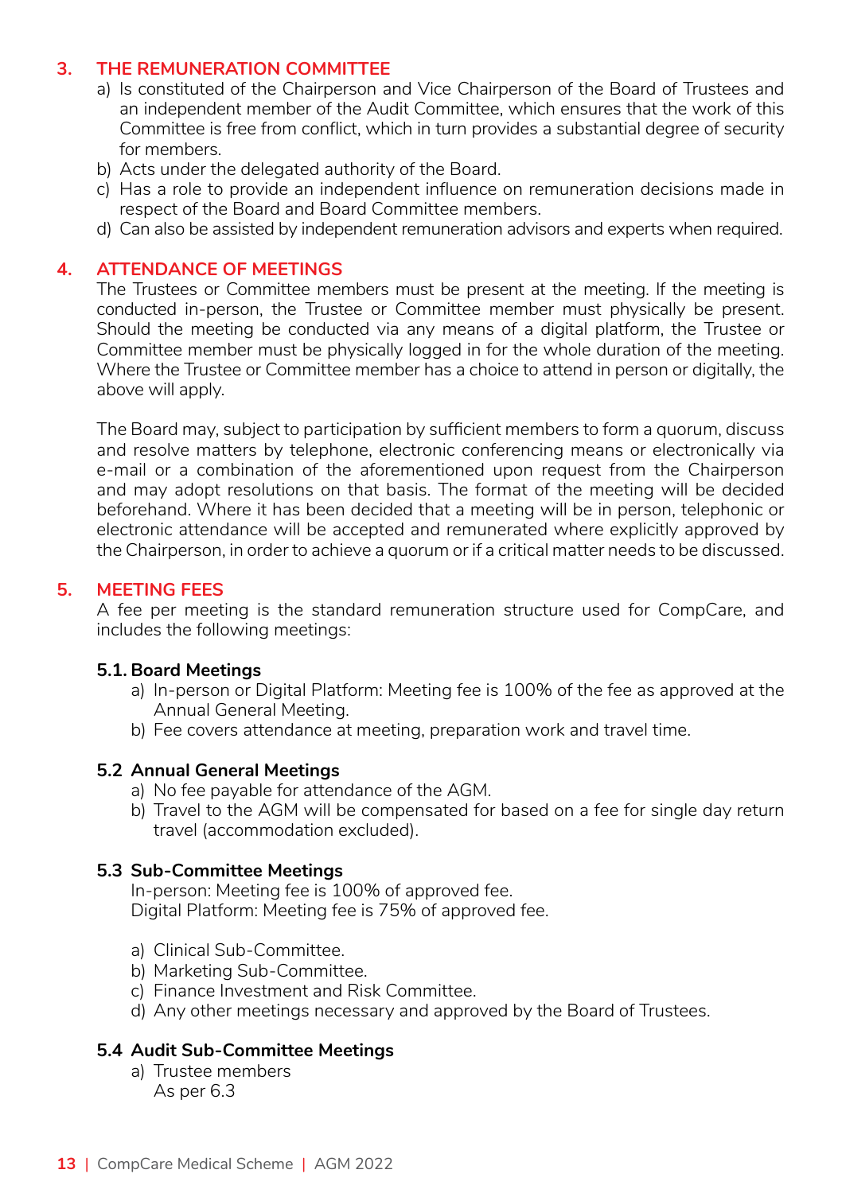## 3. THE REMUNERATION COMMITTEE

a) Is constituted of the Chairperson and Vice Chairperson of the Board of Trustees and an independent member of the Audit Committee, which ensures that the work of this Committee is free from conflict, which in turn provides a substantial degree of security for members.
b) Acts under the delegated authority of the Board.
c) Has a role to provide an independent influence on remuneration decisions made in respect of the Board and Board Committee members.
d) Can also be assisted by independent remuneration advisors and experts when required.

## 4. ATTENDANCE OF MEETINGS

The Trustees or Committee members must be present at the meeting. If the meeting is conducted in-person, the Trustee or Committee member must physically be present. Should the meeting be conducted via any means of a digital platform, the Trustee or Committee member must be physically logged in for the whole duration of the meeting. Where the Trustee or Committee member has a choice to attend in person or digitally, the above will apply.

The Board may, subject to participation by sufficient members to form a quorum, discuss and resolve matters by telephone, electronic conferencing means or electronically via e-mail or a combination of the aforementioned upon request from the Chairperson and may adopt resolutions on that basis. The format of the meeting will be decided beforehand. Where it has been decided that a meeting will be in person, telephonic or electronic attendance will be accepted and remunerated where explicitly approved by the Chairperson, in order to achieve a quorum or if a critical matter needs to be discussed.

## 5. MEETING FEES

A fee per meeting is the standard remuneration structure used for CompCare, and includes the following meetings:

### 5.1. Board Meetings

a) In-person or Digital Platform: Meeting fee is 100% of the fee as approved at the Annual General Meeting.
b) Fee covers attendance at meeting, preparation work and travel time.

### 5.2 Annual General Meetings

a) No fee payable for attendance of the AGM.
b) Travel to the AGM will be compensated for based on a fee for single day return travel (accommodation excluded).

### 5.3 Sub-Committee Meetings

In-person: Meeting fee is 100% of approved fee.
Digital Platform: Meeting fee is 75% of approved fee.

a) Clinical Sub-Committee.
b) Marketing Sub-Committee.
c) Finance Investment and Risk Committee.
d) Any other meetings necessary and approved by the Board of Trustees.

### 5.4 Audit Sub-Committee Meetings

a) Trustee members
As per 6.3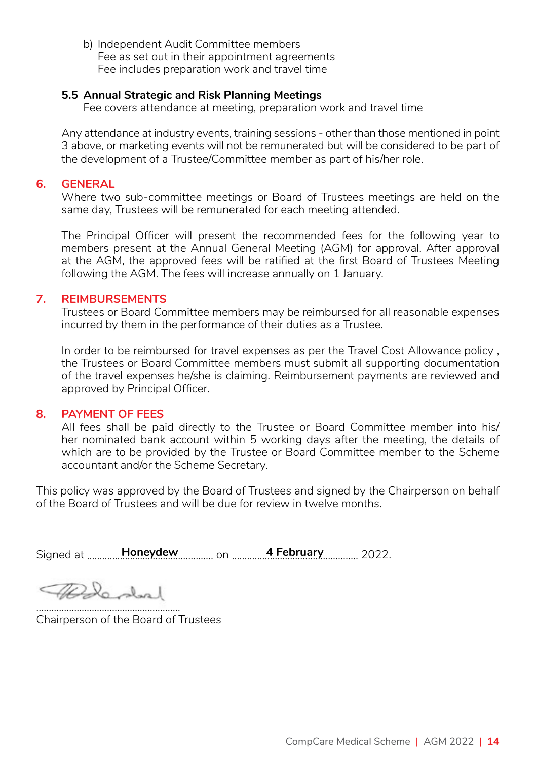b) Independent Audit Committee members
   Fee as set out in their appointment agreements
   Fee includes preparation work and travel time

**5.5 Annual Strategic and Risk Planning Meetings**

Fee covers attendance at meeting, preparation work and travel time

Any attendance at industry events, training sessions - other than those mentioned in point 3 above, or marketing events will not be remunerated but will be considered to be part of the development of a Trustee/Committee member as part of his/her role.

## 6. GENERAL

Where two sub-committee meetings or Board of Trustees meetings are held on the same day, Trustees will be remunerated for each meeting attended.

The Principal Officer will present the recommended fees for the following year to members present at the Annual General Meeting (AGM) for approval. After approval at the AGM, the approved fees will be ratified at the first Board of Trustees Meeting following the AGM. The fees will increase annually on 1 January.

## 7. REIMBURSEMENTS

Trustees or Board Committee members may be reimbursed for all reasonable expenses incurred by them in the performance of their duties as a Trustee.

In order to be reimbursed for travel expenses as per the Travel Cost Allowance policy , the Trustees or Board Committee members must submit all supporting documentation of the travel expenses he/she is claiming. Reimbursement payments are reviewed and approved by Principal Officer.

## 8. PAYMENT OF FEES

All fees shall be paid directly to the Trustee or Board Committee member into his/her nominated bank account within 5 working days after the meeting, the details of which are to be provided by the Trustee or Board Committee member to the Scheme accountant and/or the Scheme Secretary.

This policy was approved by the Board of Trustees and signed by the Chairperson on behalf of the Board of Trustees and will be due for review in twelve months.

Signed at **Honeydew** on **4 February** 2022.

.........................................................
Chairperson of the Board of Trustees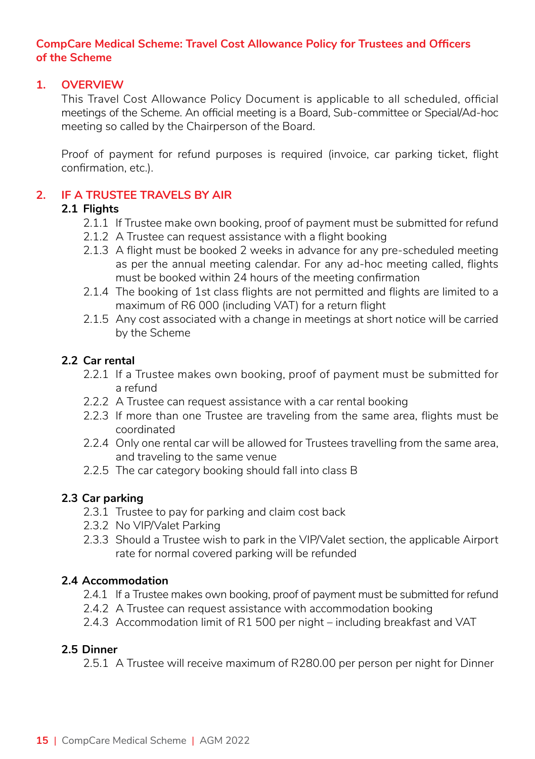**CompCare Medical Scheme: Travel Cost Allowance Policy for Trustees and Officers of the Scheme**

## 1. OVERVIEW

This Travel Cost Allowance Policy Document is applicable to all scheduled, official meetings of the Scheme. An official meeting is a Board, Sub-committee or Special/Ad-hoc meeting so called by the Chairperson of the Board.

Proof of payment for refund purposes is required (invoice, car parking ticket, flight confirmation, etc.).

## 2. IF A TRUSTEE TRAVELS BY AIR

### 2.1 Flights

2.1.1 If Trustee make own booking, proof of payment must be submitted for refund

2.1.2 A Trustee can request assistance with a flight booking

2.1.3 A flight must be booked 2 weeks in advance for any pre-scheduled meeting as per the annual meeting calendar. For any ad-hoc meeting called, flights must be booked within 24 hours of the meeting confirmation

2.1.4 The booking of 1st class flights are not permitted and flights are limited to a maximum of R6 000 (including VAT) for a return flight

2.1.5 Any cost associated with a change in meetings at short notice will be carried by the Scheme

### 2.2 Car rental

2.2.1 If a Trustee makes own booking, proof of payment must be submitted for a refund

2.2.2 A Trustee can request assistance with a car rental booking

2.2.3 If more than one Trustee are traveling from the same area, flights must be coordinated

2.2.4 Only one rental car will be allowed for Trustees travelling from the same area, and traveling to the same venue

2.2.5 The car category booking should fall into class B

### 2.3 Car parking

2.3.1 Trustee to pay for parking and claim cost back

2.3.2 No VIP/Valet Parking

2.3.3 Should a Trustee wish to park in the VIP/Valet section, the applicable Airport rate for normal covered parking will be refunded

### 2.4 Accommodation

2.4.1 If a Trustee makes own booking, proof of payment must be submitted for refund

2.4.2 A Trustee can request assistance with accommodation booking

2.4.3 Accommodation limit of R1 500 per night – including breakfast and VAT

### 2.5 Dinner

2.5.1 A Trustee will receive maximum of R280.00 per person per night for Dinner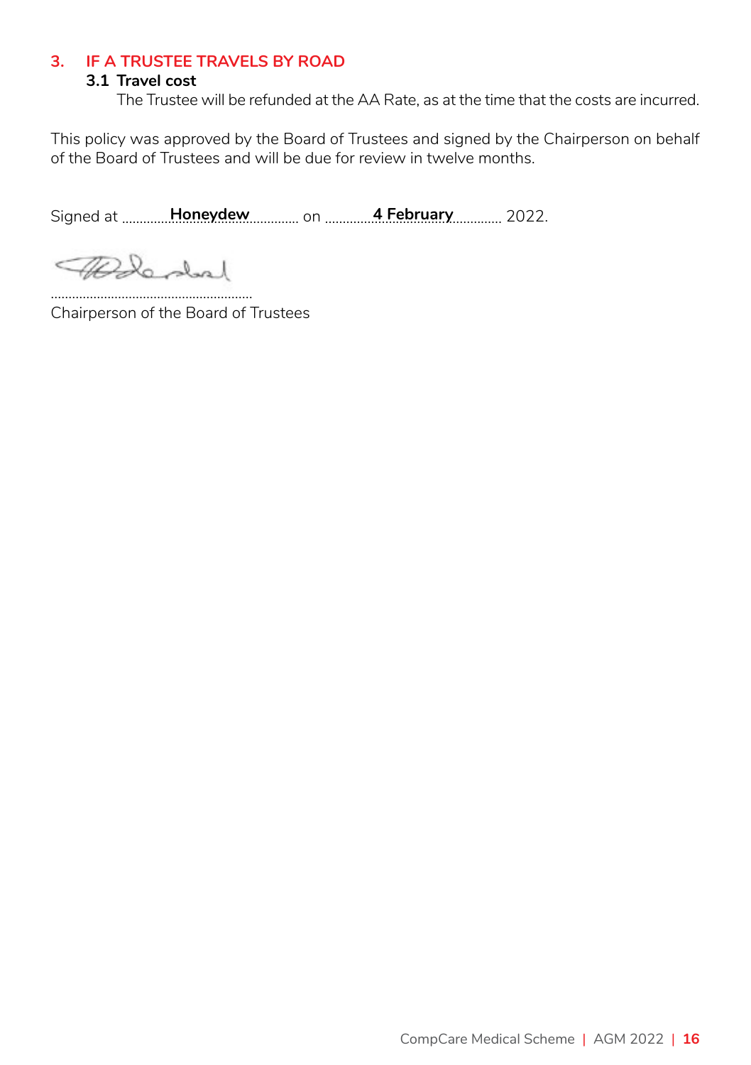## 3. IF A TRUSTEE TRAVELS BY ROAD

### 3.1 Travel cost

The Trustee will be refunded at the AA Rate, as at the time that the costs are incurred.

This policy was approved by the Board of Trustees and signed by the Chairperson on behalf of the Board of Trustees and will be due for review in twelve months.

Signed at ............**Honeydew**............ on ............**4 February**............ 2022.

.........................................................
Chairperson of the Board of Trustees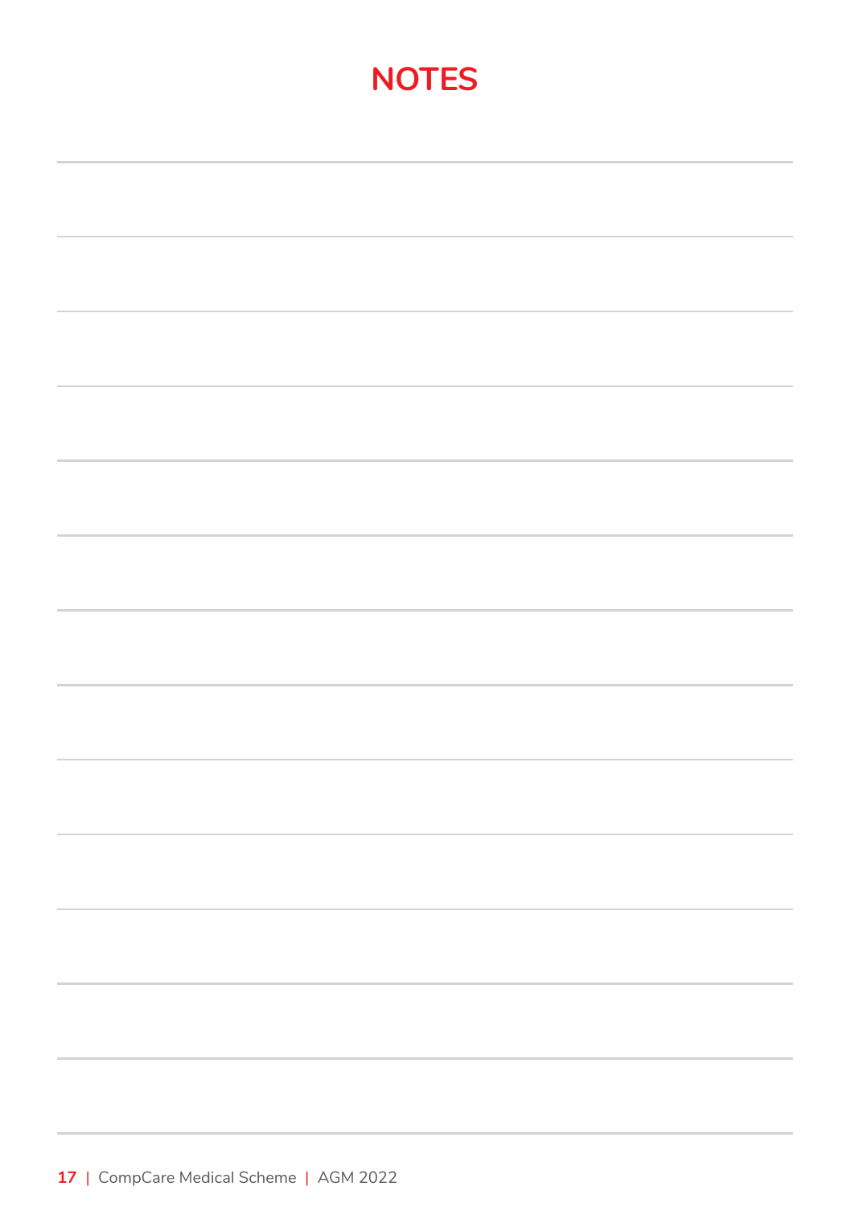# NOTES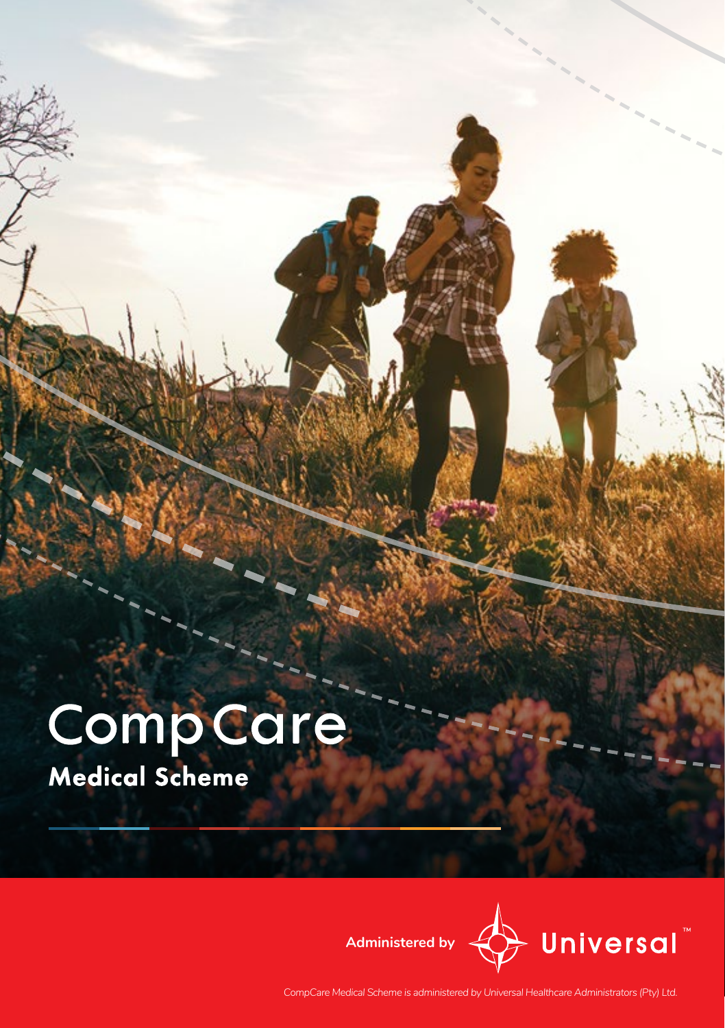# CompCare
**Medical Scheme**

Administered by Universal™

CompCare Medical Scheme is administered by Universal Healthcare Administrators (Pty) Ltd.